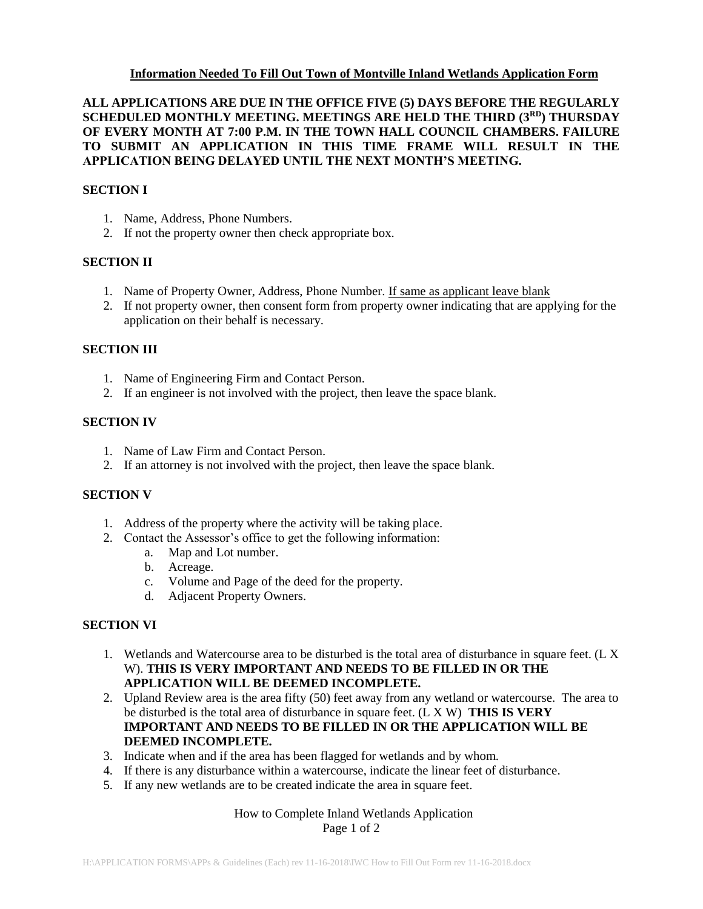**<u>Information Needed To Fill Out Town of Montville Inland Wetlands Application Form</u>**

**ALL APPLICATIONS ARE DUE IN THE OFFICE FIVE (5) DAYS BEFORE THE REGULARLY SCHEDULED MONTHLY MEETING. MEETINGS ARE HELD THE THIRD (3RD) THURSDAY OF EVERY MONTH AT 7:00 P.M. IN THE TOWN HALL COUNCIL CHAMBERS. FAILURE TO SUBMIT AN APPLICATION IN THIS TIME FRAME WILL RESULT IN THE APPLICATION BEING DELAYED UNTIL THE NEXT MONTH'S MEETING.**

## SECTION I

1. Name, Address, Phone Numbers.
2. If not the property owner then check appropriate box.

## SECTION II

1. Name of Property Owner, Address, Phone Number. <u>If same as applicant leave blank</u>
2. If not property owner, then consent form from property owner indicating that are applying for the application on their behalf is necessary.

## SECTION III

1. Name of Engineering Firm and Contact Person.
2. If an engineer is not involved with the project, then leave the space blank.

## SECTION IV

1. Name of Law Firm and Contact Person.
2. If an attorney is not involved with the project, then leave the space blank.

## SECTION V

1. Address of the property where the activity will be taking place.
2. Contact the Assessor's office to get the following information:
   a. Map and Lot number.
   b. Acreage.
   c. Volume and Page of the deed for the property.
   d. Adjacent Property Owners.

## SECTION VI

1. Wetlands and Watercourse area to be disturbed is the total area of disturbance in square feet. (L X W). **THIS IS VERY IMPORTANT AND NEEDS TO BE FILLED IN OR THE APPLICATION WILL BE DEEMED INCOMPLETE.**
2. Upland Review area is the area fifty (50) feet away from any wetland or watercourse. The area to be disturbed is the total area of disturbance in square feet. (L X W) **THIS IS VERY IMPORTANT AND NEEDS TO BE FILLED IN OR THE APPLICATION WILL BE DEEMED INCOMPLETE.**
3. Indicate when and if the area has been flagged for wetlands and by whom.
4. If there is any disturbance within a watercourse, indicate the linear feet of disturbance.
5. If any new wetlands are to be created indicate the area in square feet.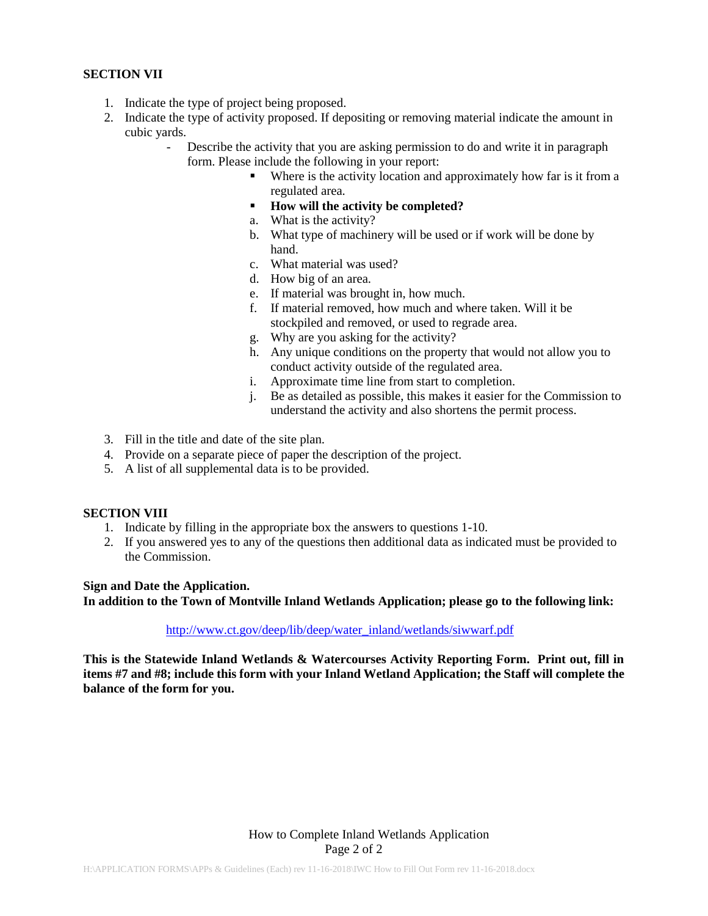**SECTION VII**

1. Indicate the type of project being proposed.
2. Indicate the type of activity proposed. If depositing or removing material indicate the amount in cubic yards.
   - Describe the activity that you are asking permission to do and write it in paragraph form. Please include the following in your report:
     - Where is the activity location and approximately how far is it from a regulated area.
     - **How will the activity be completed?**

     a. What is the activity?
     b. What type of machinery will be used or if work will be done by hand.
     c. What material was used?
     d. How big of an area.
     e. If material was brought in, how much.
     f. If material removed, how much and where taken. Will it be stockpiled and removed, or used to regrade area.
     g. Why are you asking for the activity?
     h. Any unique conditions on the property that would not allow you to conduct activity outside of the regulated area.
     i. Approximate time line from start to completion.
     j. Be as detailed as possible, this makes it easier for the Commission to understand the activity and also shortens the permit process.
3. Fill in the title and date of the site plan.
4. Provide on a separate piece of paper the description of the project.
5. A list of all supplemental data is to be provided.

**SECTION VIII**

1. Indicate by filling in the appropriate box the answers to questions 1-10.
2. If you answered yes to any of the questions then additional data as indicated must be provided to the Commission.

**Sign and Date the Application.**

**In addition to the Town of Montville Inland Wetlands Application; please go to the following link:**

http://www.ct.gov/deep/lib/deep/water_inland/wetlands/siwwarf.pdf

**This is the Statewide Inland Wetlands & Watercourses Activity Reporting Form. Print out, fill in items #7 and #8; include this form with your Inland Wetland Application; the Staff will complete the balance of the form for you.**